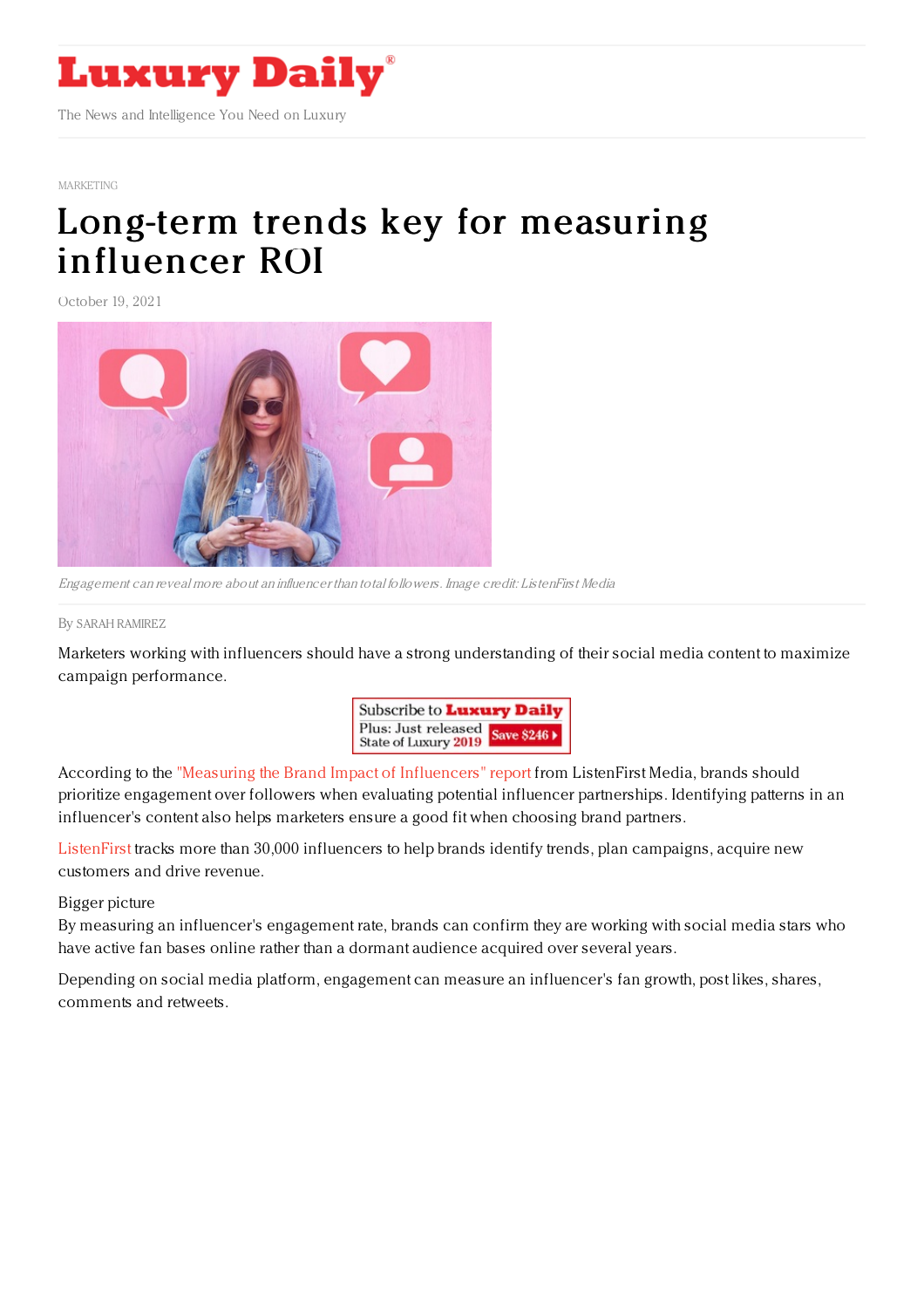# Luxury Daily

The News and Intelligence You Need on Luxury

MARKETING

# Long-term trends key for measuring influencer ROI

October 19, 2021

*Engagement can reveal more about an influencer than total followers. Image credit: ListenFirst Media*

By SARAH RAMIREZ

Marketers working with influencers should have a strong understanding of their social media content to maximize campaign performance.

According to the "Measuring the Brand Impact of Influencers" report from ListenFirst Media, brands should prioritize engagement over followers when evaluating potential influencer partnerships. Identifying patterns in an influencer's content also helps marketers ensure a good fit when choosing brand partners.

ListenFirst tracks more than 30,000 influencers to help brands identify trends, plan campaigns, acquire new customers and drive revenue.

Bigger picture

By measuring an influencer's engagement rate, brands can confirm they are working with social media stars who have active fan bases online rather than a dormant audience acquired over several years.

Depending on social media platform, engagement can measure an influencer's fan growth, post likes, shares, comments and retweets.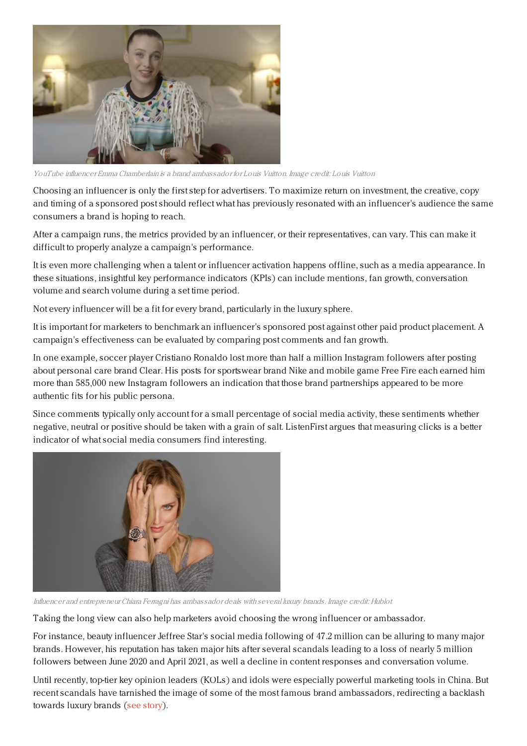*YouTube influencer Emma Chamberlain is a brand ambassador for Louis Vuitton. Image credit: Louis Vuitton*

Choosing an influencer is only the first step for advertisers. To maximize return on investment, the creative, copy and timing of a sponsored post should reflect what has previously resonated with an influencer's audience the same consumers a brand is hoping to reach.

After a campaign runs, the metrics provided by an influencer, or their representatives, can vary. This can make it difficult to properly analyze a campaign's performance.

It is even more challenging when a talent or influencer activation happens offline, such as a media appearance. In these situations, insightful key performance indicators (KPIs) can include mentions, fan growth, conversation volume and search volume during a set time period.

Not every influencer will be a fit for every brand, particularly in the luxury sphere.

It is important for marketers to benchmark an influencer's sponsored post against other paid product placement. A campaign's effectiveness can be evaluated by comparing post comments and fan growth.

In one example, soccer player Cristiano Ronaldo lost more than half a million Instagram followers after posting about personal care brand Clear. His posts for sportswear brand Nike and mobile game Free Fire each earned him more than 585,000 new Instagram followers an indication that those brand partnerships appeared to be more authentic fits for his public persona.

Since comments typically only account for a small percentage of social media activity, these sentiments whether negative, neutral or positive should be taken with a grain of salt. ListenFirst argues that measuring clicks is a better indicator of what social media consumers find interesting.

*Influencer and entrepreneur Chiara Ferragni has ambassador deals with several luxury brands. Image credit: Hublot*

Taking the long view can also help marketers avoid choosing the wrong influencer or ambassador.

For instance, beauty influencer Jeffree Star's social media following of 47.2 million can be alluring to many major brands. However, his reputation has taken major hits after several scandals leading to a loss of nearly 5 million followers between June 2020 and April 2021, as well a decline in content responses and conversation volume.

Until recently, top-tier key opinion leaders (KOLs) and idols were especially powerful marketing tools in China. But recent scandals have tarnished the image of some of the most famous brand ambassadors, redirecting a backlash towards luxury brands (see story).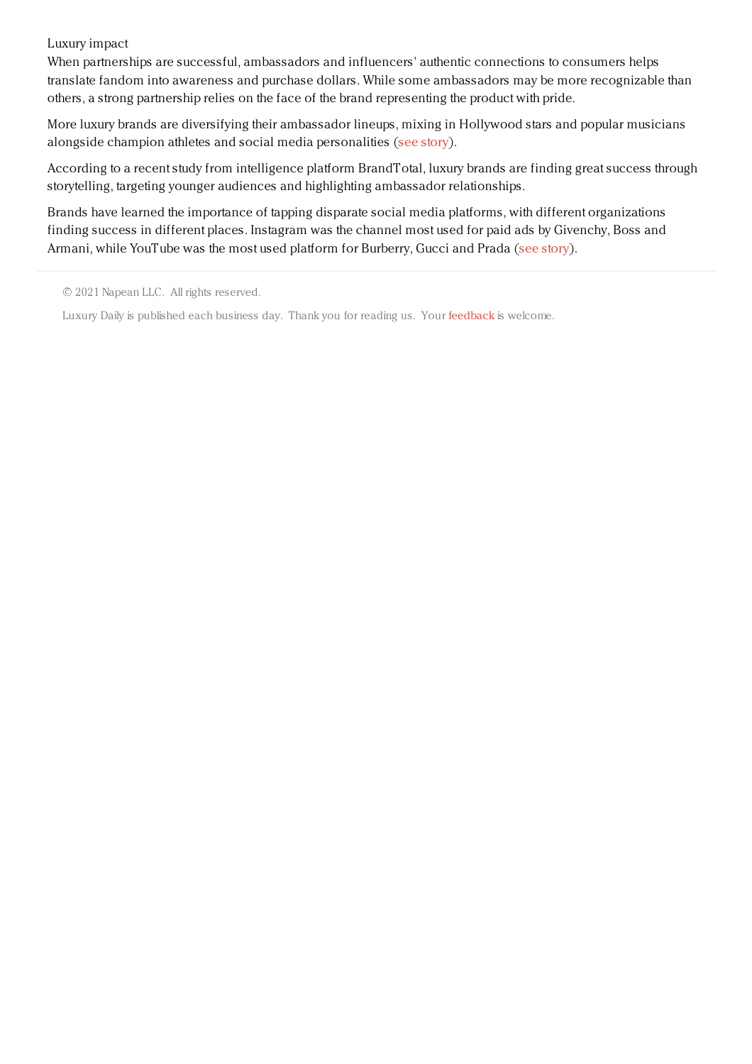## Luxury impact

When partnerships are successful, ambassadors and influencers' authentic connections to consumers helps translate fandom into awareness and purchase dollars. While some ambassadors may be more recognizable than others, a strong partnership relies on the face of the brand representing the product with pride.

More luxury brands are diversifying their ambassador lineups, mixing in Hollywood stars and popular musicians alongside champion athletes and social media personalities (see story).

According to a recent study from intelligence platform BrandTotal, luxury brands are finding great success through storytelling, targeting younger audiences and highlighting ambassador relationships.

Brands have learned the importance of tapping disparate social media platforms, with different organizations finding success in different places. Instagram was the channel most used for paid ads by Givenchy, Boss and Armani, while YouTube was the most used platform for Burberry, Gucci and Prada (see story).

© 2021 Napean LLC. All rights reserved.

Luxury Daily is published each business day. Thank you for reading us. Your feedback is welcome.